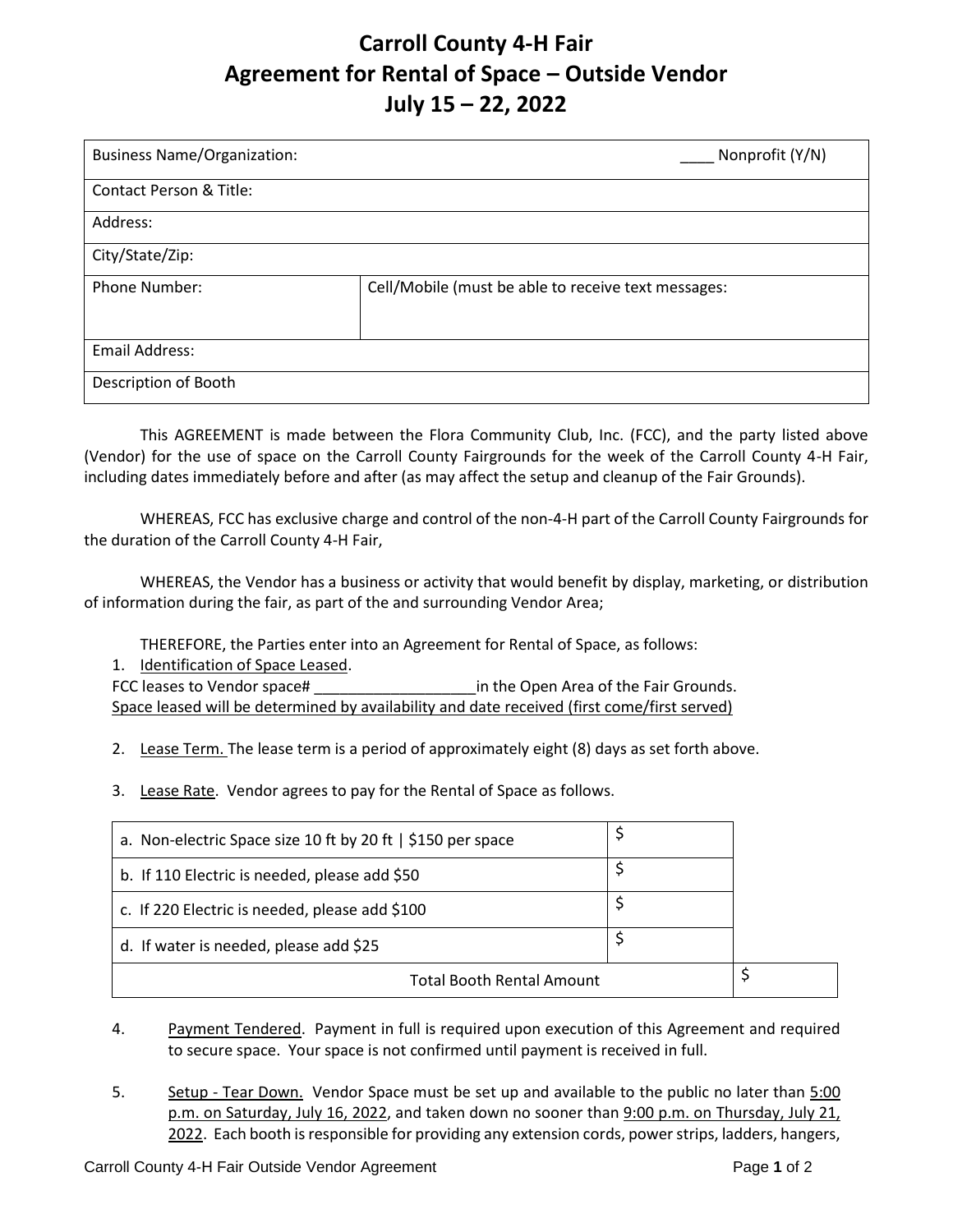# Carroll County 4-H Fair
# Agreement for Rental of Space – Outside Vendor
# July 15 – 22, 2022

| Business Name/Organization: | ____ Nonprofit (Y/N) |
|---|---|
| Contact Person & Title: | |
| Address: | |
| City/State/Zip: | |
| Phone Number: | Cell/Mobile (must be able to receive text messages: |
| Email Address: | |
| Description of Booth | |

This AGREEMENT is made between the Flora Community Club, Inc. (FCC), and the party listed above (Vendor) for the use of space on the Carroll County Fairgrounds for the week of the Carroll County 4-H Fair, including dates immediately before and after (as may affect the setup and cleanup of the Fair Grounds).

WHEREAS, FCC has exclusive charge and control of the non-4-H part of the Carroll County Fairgrounds for the duration of the Carroll County 4-H Fair,

WHEREAS, the Vendor has a business or activity that would benefit by display, marketing, or distribution of information during the fair, as part of the and surrounding Vendor Area;

THEREFORE, the Parties enter into an Agreement for Rental of Space, as follows:

1. Identification of Space Leased.

FCC leases to Vendor space# ___________________in the Open Area of the Fair Grounds.
Space leased will be determined by availability and date received (first come/first served)

2. Lease Term. The lease term is a period of approximately eight (8) days as set forth above.

3. Lease Rate. Vendor agrees to pay for the Rental of Space as follows.

| | | |
|---|---|---|
| a. Non-electric Space size 10 ft by 20 ft \| $150 per space | $ | |
| b. If 110 Electric is needed, please add $50 | $ | |
| c. If 220 Electric is needed, please add $100 | $ | |
| d. If water is needed, please add $25 | $ | |
| Total Booth Rental Amount | | $ |

4. Payment Tendered. Payment in full is required upon execution of this Agreement and required to secure space. Your space is not confirmed until payment is received in full.

5. Setup - Tear Down. Vendor Space must be set up and available to the public no later than 5:00 p.m. on Saturday, July 16, 2022, and taken down no sooner than 9:00 p.m. on Thursday, July 21, 2022. Each booth is responsible for providing any extension cords, power strips, ladders, hangers,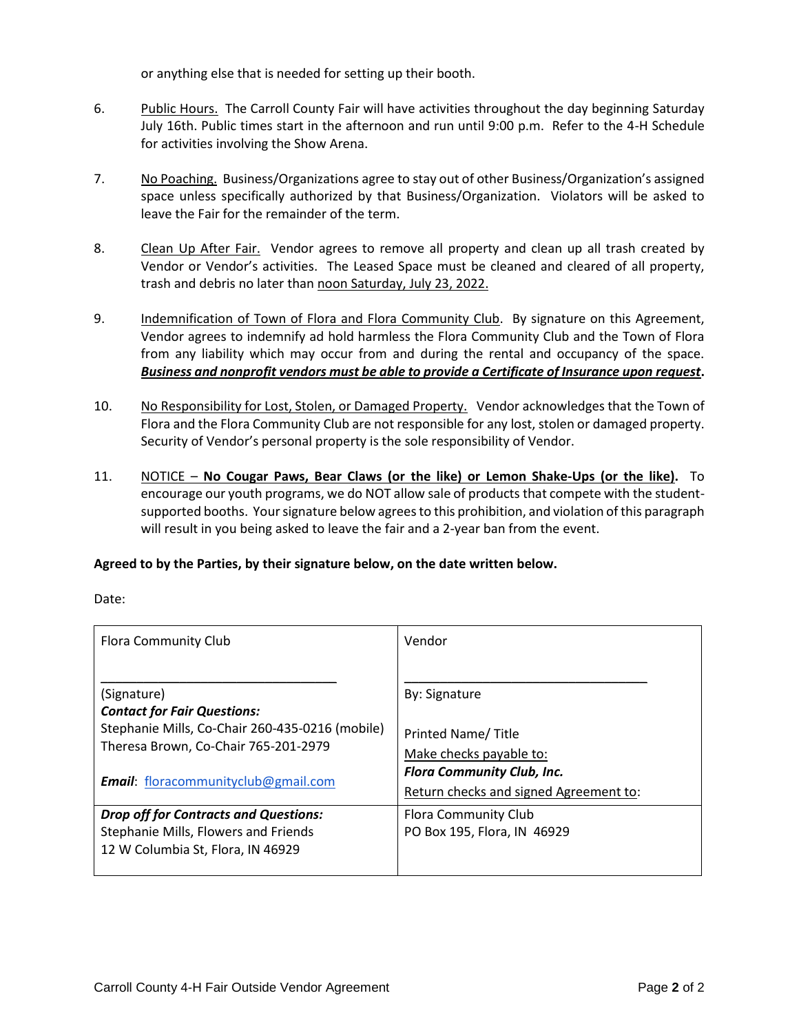or anything else that is needed for setting up their booth.

6. Public Hours. The Carroll County Fair will have activities throughout the day beginning Saturday July 16th. Public times start in the afternoon and run until 9:00 p.m. Refer to the 4-H Schedule for activities involving the Show Arena.

7. No Poaching. Business/Organizations agree to stay out of other Business/Organization's assigned space unless specifically authorized by that Business/Organization. Violators will be asked to leave the Fair for the remainder of the term.

8. Clean Up After Fair. Vendor agrees to remove all property and clean up all trash created by Vendor or Vendor's activities. The Leased Space must be cleaned and cleared of all property, trash and debris no later than noon Saturday, July 23, 2022.

9. Indemnification of Town of Flora and Flora Community Club. By signature on this Agreement, Vendor agrees to indemnify ad hold harmless the Flora Community Club and the Town of Flora from any liability which may occur from and during the rental and occupancy of the space. ***Business and nonprofit vendors must be able to provide a Certificate of Insurance upon request*.**

10. No Responsibility for Lost, Stolen, or Damaged Property. Vendor acknowledges that the Town of Flora and the Flora Community Club are not responsible for any lost, stolen or damaged property. Security of Vendor's personal property is the sole responsibility of Vendor.

11. NOTICE – **No Cougar Paws, Bear Claws (or the like) or Lemon Shake-Ups (or the like).** To encourage our youth programs, we do NOT allow sale of products that compete with the student-supported booths. Your signature below agrees to this prohibition, and violation of this paragraph will result in you being asked to leave the fair and a 2-year ban from the event.

**Agreed to by the Parties, by their signature below, on the date written below.**

Date:

| | |
|---|---|
| Flora Community Club<br><br>\_\_\_\_\_\_\_\_\_\_\_\_\_\_\_\_\_\_\_\_\_\_\_\_\_\_\_\_\_\_\_\_<br>(Signature)<br>***Contact for Fair Questions:***<br>Stephanie Mills, Co-Chair 260-435-0216 (mobile)<br>Theresa Brown, Co-Chair 765-201-2979<br><br>***Email***: floracommunityclub@gmail.com | Vendor<br><br>\_\_\_\_\_\_\_\_\_\_\_\_\_\_\_\_\_\_\_\_\_\_\_\_\_\_\_\_\_\_\_\_<br>By: Signature<br><br>Printed Name/ Title<br>Make checks payable to:<br>***Flora Community Club, Inc.***<br>Return checks and signed Agreement to: |
| ***Drop off for Contracts and Questions:***<br>Stephanie Mills, Flowers and Friends<br>12 W Columbia St, Flora, IN 46929 | Flora Community Club<br>PO Box 195, Flora, IN 46929 |

Carroll County 4-H Fair Outside Vendor Agreement